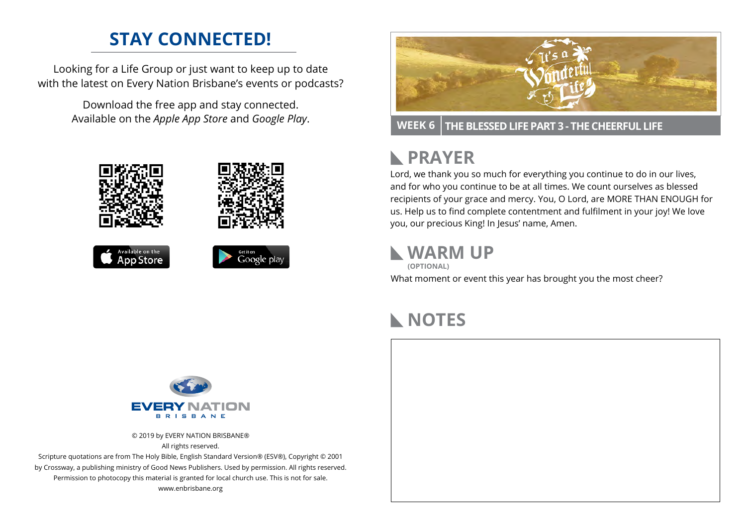## STAY CONNECTED!

Looking for a Life Group or just want to keep up to date with the latest on Every Nation Brisbane's events or podcasts?

Download the free app and stay connected. Available on the *Apple App Store* and *Google Play*.

© 2019 by EVERY NATION BRISBANE®
All rights reserved.
Scripture quotations are from The Holy Bible, English Standard Version® (ESV®), Copyright © 2001 by Crossway, a publishing ministry of Good News Publishers. Used by permission. All rights reserved.
Permission to photocopy this material is granted for local church use. This is not for sale.
www.enbrisbane.org

**WEEK 6** | **THE BLESSED LIFE PART 3 - THE CHEERFUL LIFE**

## PRAYER

Lord, we thank you so much for everything you continue to do in our lives, and for who you continue to be at all times. We count ourselves as blessed recipients of your grace and mercy. You, O Lord, are MORE THAN ENOUGH for us. Help us to find complete contentment and fulfilment in your joy! We love you, our precious King! In Jesus' name, Amen.

## WARM UP

**(OPTIONAL)**

What moment or event this year has brought you the most cheer?

## NOTES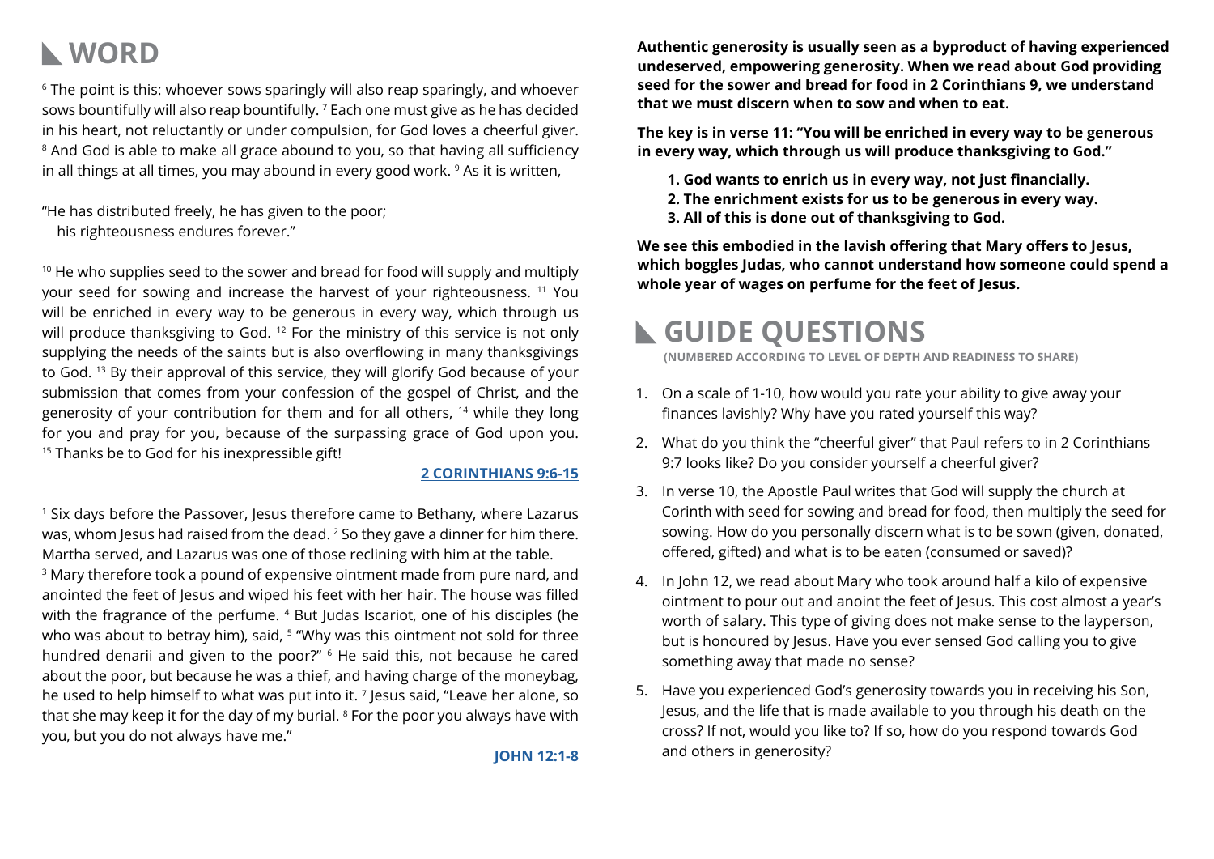## WORD

[6] The point is this: whoever sows sparingly will also reap sparingly, and whoever sows bountifully will also reap bountifully. [7] Each one must give as he has decided in his heart, not reluctantly or under compulsion, for God loves a cheerful giver. [8] And God is able to make all grace abound to you, so that having all sufficiency in all things at all times, you may abound in every good work. [9] As it is written,

"He has distributed freely, he has given to the poor;
his righteousness endures forever."

[10] He who supplies seed to the sower and bread for food will supply and multiply your seed for sowing and increase the harvest of your righteousness. [11] You will be enriched in every way to be generous in every way, which through us will produce thanksgiving to God. [12] For the ministry of this service is not only supplying the needs of the saints but is also overflowing in many thanksgivings to God. [13] By their approval of this service, they will glorify God because of your submission that comes from your confession of the gospel of Christ, and the generosity of your contribution for them and for all others, [14] while they long for you and pray for you, because of the surpassing grace of God upon you. [15] Thanks be to God for his inexpressible gift!

**2 CORINTHIANS 9:6-15**

[1] Six days before the Passover, Jesus therefore came to Bethany, where Lazarus was, whom Jesus had raised from the dead. [2] So they gave a dinner for him there. Martha served, and Lazarus was one of those reclining with him at the table. [3] Mary therefore took a pound of expensive ointment made from pure nard, and anointed the feet of Jesus and wiped his feet with her hair. The house was filled with the fragrance of the perfume. [4] But Judas Iscariot, one of his disciples (he who was about to betray him), said, [5] "Why was this ointment not sold for three hundred denarii and given to the poor?" [6] He said this, not because he cared about the poor, but because he was a thief, and having charge of the moneybag, he used to help himself to what was put into it. [7] Jesus said, "Leave her alone, so that she may keep it for the day of my burial. [8] For the poor you always have with you, but you do not always have me."

**JOHN 12:1-8**

**Authentic generosity is usually seen as a byproduct of having experienced undeserved, empowering generosity. When we read about God providing seed for the sower and bread for food in 2 Corinthians 9, we understand that we must discern when to sow and when to eat.**

**The key is in verse 11: "You will be enriched in every way to be generous in every way, which through us will produce thanksgiving to God."**

1. **God wants to enrich us in every way, not just financially.**
2. **The enrichment exists for us to be generous in every way.**
3. **All of this is done out of thanksgiving to God.**

**We see this embodied in the lavish offering that Mary offers to Jesus, which boggles Judas, who cannot understand how someone could spend a whole year of wages on perfume for the feet of Jesus.**

## GUIDE QUESTIONS

**(NUMBERED ACCORDING TO LEVEL OF DEPTH AND READINESS TO SHARE)**

1. On a scale of 1-10, how would you rate your ability to give away your finances lavishly? Why have you rated yourself this way?
2. What do you think the "cheerful giver" that Paul refers to in 2 Corinthians 9:7 looks like? Do you consider yourself a cheerful giver?
3. In verse 10, the Apostle Paul writes that God will supply the church at Corinth with seed for sowing and bread for food, then multiply the seed for sowing. How do you personally discern what is to be sown (given, donated, offered, gifted) and what is to be eaten (consumed or saved)?
4. In John 12, we read about Mary who took around half a kilo of expensive ointment to pour out and anoint the feet of Jesus. This cost almost a year's worth of salary. This type of giving does not make sense to the layperson, but is honoured by Jesus. Have you ever sensed God calling you to give something away that made no sense?
5. Have you experienced God's generosity towards you in receiving his Son, Jesus, and the life that is made available to you through his death on the cross? If not, would you like to? If so, how do you respond towards God and others in generosity?